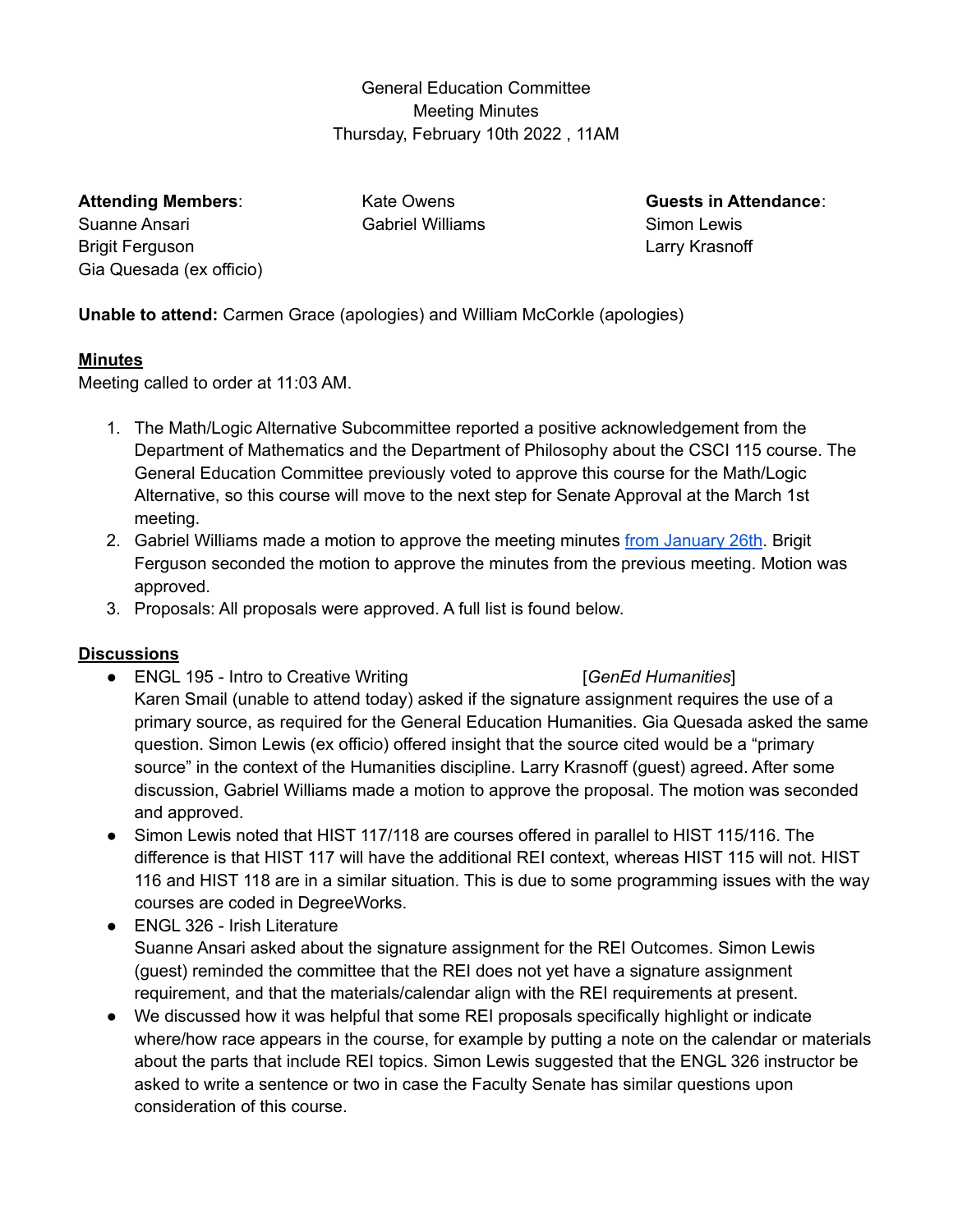General Education Committee
Meeting Minutes
Thursday, February 10th 2022 , 11AM

**Attending Members**:
Suanne Ansari
Brigit Ferguson
Gia Quesada (ex officio)
Kate Owens
Gabriel Williams

**Guests in Attendance**:
Simon Lewis
Larry Krasnoff

**Unable to attend:** Carmen Grace (apologies) and William McCorkle (apologies)

**Minutes**

Meeting called to order at 11:03 AM.

1. The Math/Logic Alternative Subcommittee reported a positive acknowledgement from the Department of Mathematics and the Department of Philosophy about the CSCI 115 course. The General Education Committee previously voted to approve this course for the Math/Logic Alternative, so this course will move to the next step for Senate Approval at the March 1st meeting.
2. Gabriel Williams made a motion to approve the meeting minutes from January 26th. Brigit Ferguson seconded the motion to approve the minutes from the previous meeting. Motion was approved.
3. Proposals: All proposals were approved. A full list is found below.

**Discussions**

- ENGL 195 - Intro to Creative Writing [*GenEd Humanities*]
  Karen Smail (unable to attend today) asked if the signature assignment requires the use of a primary source, as required for the General Education Humanities. Gia Quesada asked the same question. Simon Lewis (ex officio) offered insight that the source cited would be a "primary source" in the context of the Humanities discipline. Larry Krasnoff (guest) agreed. After some discussion, Gabriel Williams made a motion to approve the proposal. The motion was seconded and approved.
- Simon Lewis noted that HIST 117/118 are courses offered in parallel to HIST 115/116. The difference is that HIST 117 will have the additional REI context, whereas HIST 115 will not. HIST 116 and HIST 118 are in a similar situation. This is due to some programming issues with the way courses are coded in DegreeWorks.
- ENGL 326 - Irish Literature
  Suanne Ansari asked about the signature assignment for the REI Outcomes. Simon Lewis (guest) reminded the committee that the REI does not yet have a signature assignment requirement, and that the materials/calendar align with the REI requirements at present.
- We discussed how it was helpful that some REI proposals specifically highlight or indicate where/how race appears in the course, for example by putting a note on the calendar or materials about the parts that include REI topics. Simon Lewis suggested that the ENGL 326 instructor be asked to write a sentence or two in case the Faculty Senate has similar questions upon consideration of this course.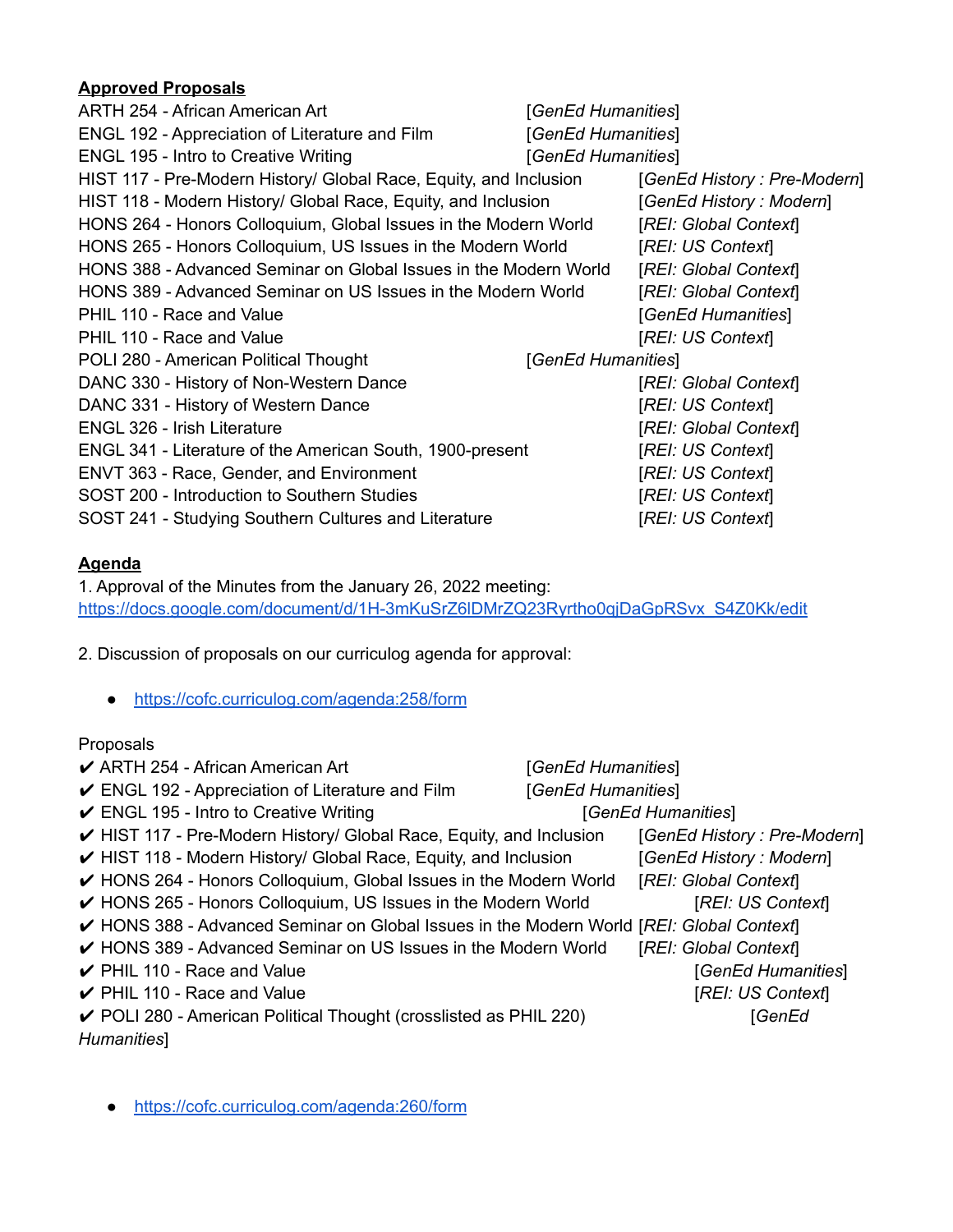**Approved Proposals**

ARTH 254 - African American Art [*GenEd Humanities*]
ENGL 192 - Appreciation of Literature and Film [*GenEd Humanities*]
ENGL 195 - Intro to Creative Writing [*GenEd Humanities*]
HIST 117 - Pre-Modern History/ Global Race, Equity, and Inclusion [*GenEd History : Pre-Modern*]
HIST 118 - Modern History/ Global Race, Equity, and Inclusion [*GenEd History : Modern*]
HONS 264 - Honors Colloquium, Global Issues in the Modern World [*REI: Global Context*]
HONS 265 - Honors Colloquium, US Issues in the Modern World [*REI: US Context*]
HONS 388 - Advanced Seminar on Global Issues in the Modern World [*REI: Global Context*]
HONS 389 - Advanced Seminar on US Issues in the Modern World [*REI: Global Context*]
PHIL 110 - Race and Value [*GenEd Humanities*]
PHIL 110 - Race and Value [*REI: US Context*]
POLI 280 - American Political Thought [*GenEd Humanities*]
DANC 330 - History of Non-Western Dance [*REI: Global Context*]
DANC 331 - History of Western Dance [*REI: US Context*]
ENGL 326 - Irish Literature [*REI: Global Context*]
ENGL 341 - Literature of the American South, 1900-present [*REI: US Context*]
ENVT 363 - Race, Gender, and Environment [*REI: US Context*]
SOST 200 - Introduction to Southern Studies [*REI: US Context*]
SOST 241 - Studying Southern Cultures and Literature [*REI: US Context*]

**Agenda**

1. Approval of the Minutes from the January 26, 2022 meeting:
https://docs.google.com/document/d/1H-3mKuSrZ6lDMrZQ23Ryrtho0qjDaGpRSvx_S4Z0Kk/edit

2. Discussion of proposals on our curriculog agenda for approval:

- https://cofc.curriculog.com/agenda:258/form

Proposals

✔ ARTH 254 - African American Art [*GenEd Humanities*]
✔ ENGL 192 - Appreciation of Literature and Film [*GenEd Humanities*]
✔ ENGL 195 - Intro to Creative Writing [*GenEd Humanities*]
✔ HIST 117 - Pre-Modern History/ Global Race, Equity, and Inclusion [*GenEd History : Pre-Modern*]
✔ HIST 118 - Modern History/ Global Race, Equity, and Inclusion [*GenEd History : Modern*]
✔ HONS 264 - Honors Colloquium, Global Issues in the Modern World [*REI: Global Context*]
✔ HONS 265 - Honors Colloquium, US Issues in the Modern World [*REI: US Context*]
✔ HONS 388 - Advanced Seminar on Global Issues in the Modern World [*REI: Global Context*]
✔ HONS 389 - Advanced Seminar on US Issues in the Modern World [*REI: Global Context*]
✔ PHIL 110 - Race and Value [*GenEd Humanities*]
✔ PHIL 110 - Race and Value [*REI: US Context*]
✔ POLI 280 - American Political Thought (crosslisted as PHIL 220) [*GenEd Humanities*]

- https://cofc.curriculog.com/agenda:260/form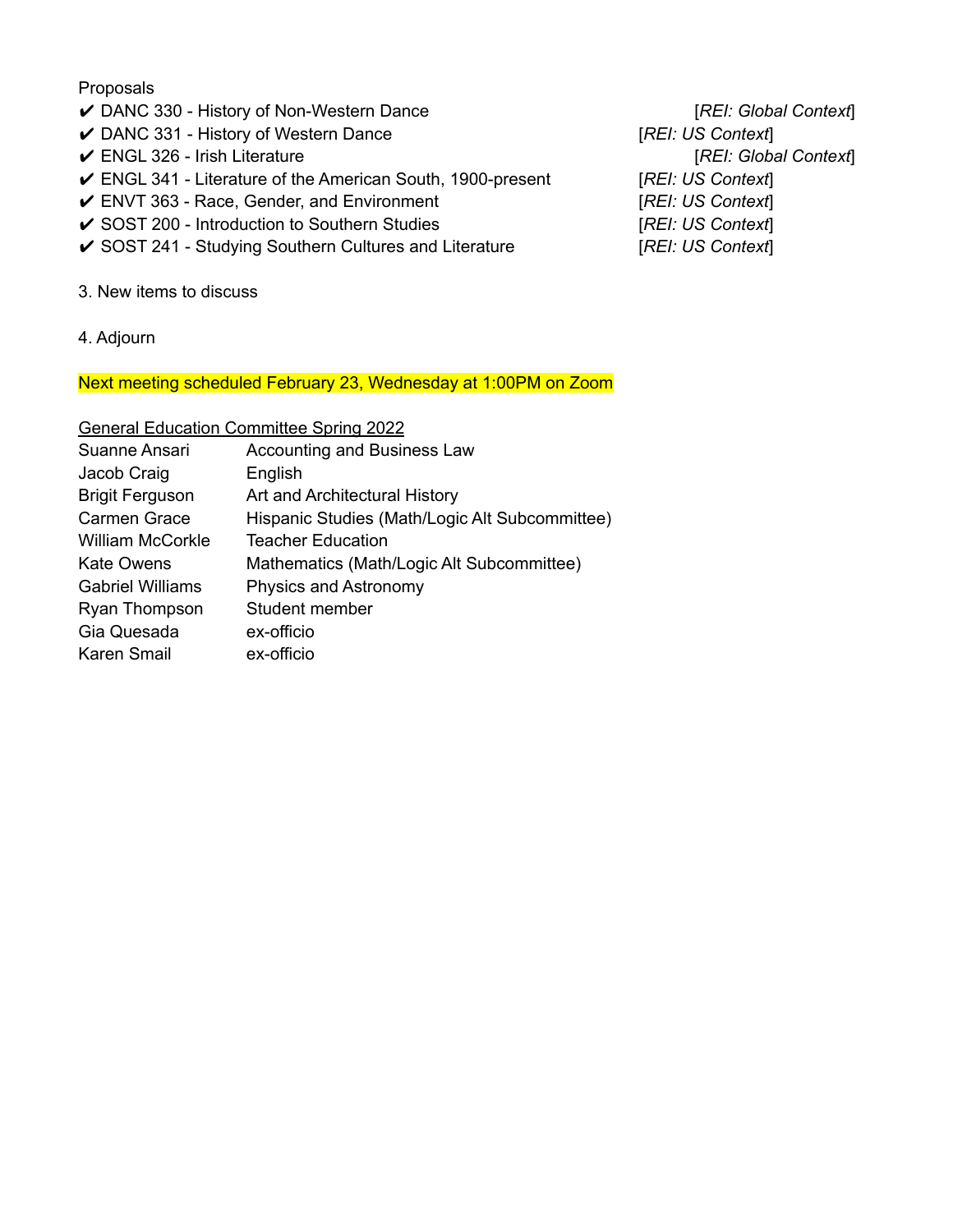Proposals

✔ DANC 330 - History of Non-Western Dance [*REI: Global Context*]
✔ DANC 331 - History of Western Dance [*REI: US Context*]
✔ ENGL 326 - Irish Literature [*REI: Global Context*]
✔ ENGL 341 - Literature of the American South, 1900-present [*REI: US Context*]
✔ ENVT 363 - Race, Gender, and Environment [*REI: US Context*]
✔ SOST 200 - Introduction to Southern Studies [*REI: US Context*]
✔ SOST 241 - Studying Southern Cultures and Literature [*REI: US Context*]

3. New items to discuss

4. Adjourn

Next meeting scheduled February 23, Wednesday at 1:00PM on Zoom

General Education Committee Spring 2022

| | |
|---|---|
| Suanne Ansari | Accounting and Business Law |
| Jacob Craig | English |
| Brigit Ferguson | Art and Architectural History |
| Carmen Grace | Hispanic Studies (Math/Logic Alt Subcommittee) |
| William McCorkle | Teacher Education |
| Kate Owens | Mathematics (Math/Logic Alt Subcommittee) |
| Gabriel Williams | Physics and Astronomy |
| Ryan Thompson | Student member |
| Gia Quesada | ex-officio |
| Karen Smail | ex-officio |